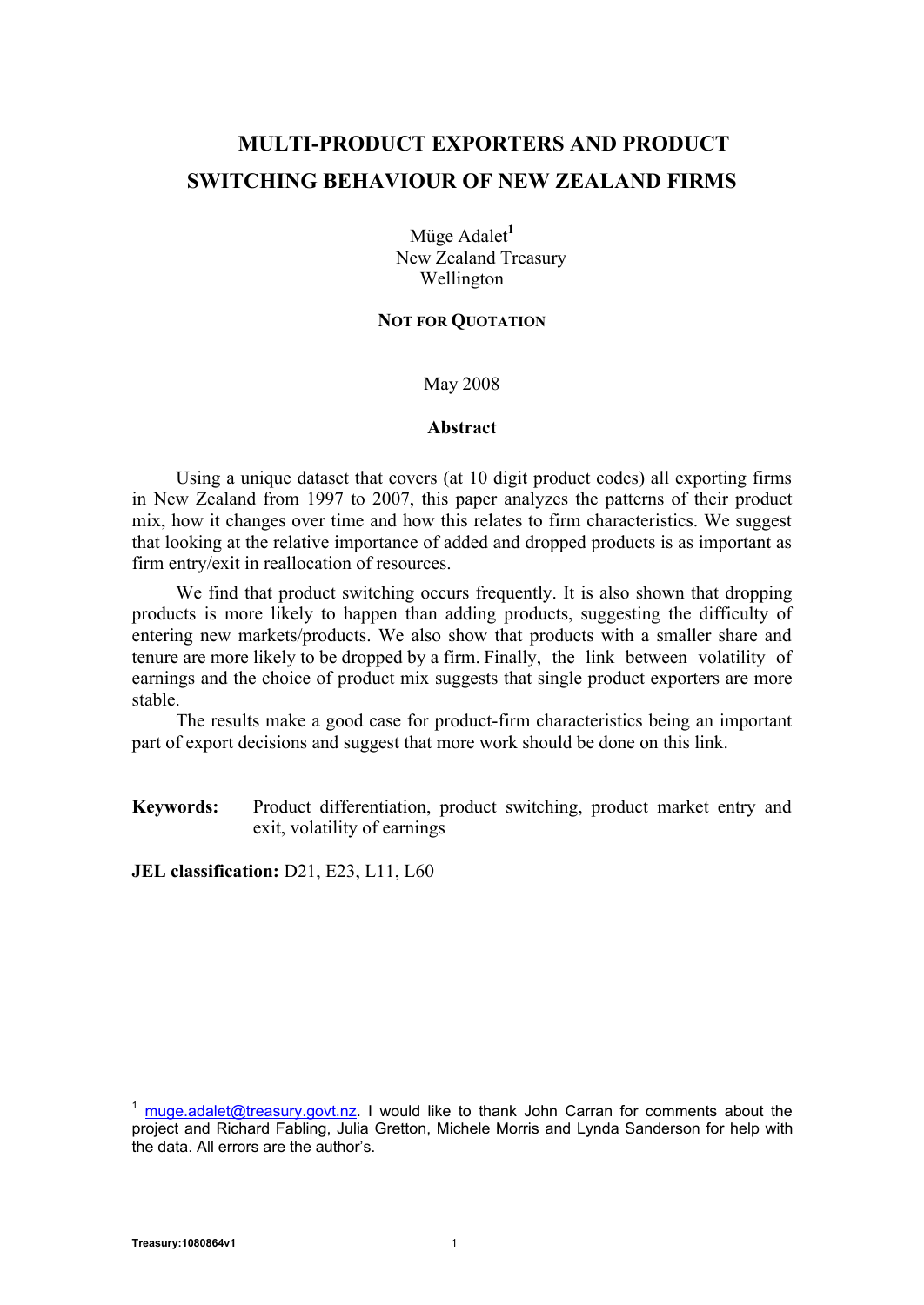# MULTI-PRODUCT EXPORTERS AND PRODUCT SWITCHING BEHAVIOUR OF NEW ZEALAND FIRMS

Müge Adalet[1]
New Zealand Treasury
Wellington

**NOT FOR QUOTATION**

May 2008

## Abstract

Using a unique dataset that covers (at 10 digit product codes) all exporting firms in New Zealand from 1997 to 2007, this paper analyzes the patterns of their product mix, how it changes over time and how this relates to firm characteristics. We suggest that looking at the relative importance of added and dropped products is as important as firm entry/exit in reallocation of resources.

We find that product switching occurs frequently. It is also shown that dropping products is more likely to happen than adding products, suggesting the difficulty of entering new markets/products. We also show that products with a smaller share and tenure are more likely to be dropped by a firm. Finally, the link between volatility of earnings and the choice of product mix suggests that single product exporters are more stable.

The results make a good case for product-firm characteristics being an important part of export decisions and suggest that more work should be done on this link.

**Keywords:** Product differentiation, product switching, product market entry and exit, volatility of earnings

**JEL classification:** D21, E23, L11, L60

---

[1] muge.adalet@treasury.govt.nz. I would like to thank John Carran for comments about the project and Richard Fabling, Julia Gretton, Michele Morris and Lynda Sanderson for help with the data. All errors are the author's.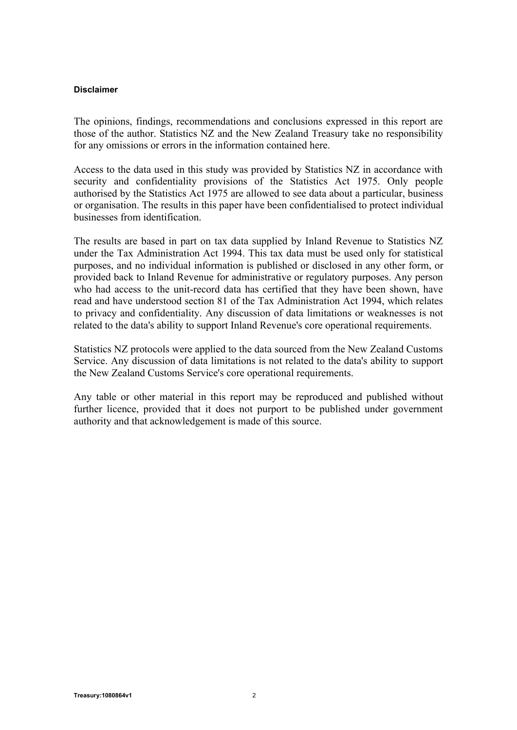#### Disclaimer

The opinions, findings, recommendations and conclusions expressed in this report are those of the author. Statistics NZ and the New Zealand Treasury take no responsibility for any omissions or errors in the information contained here.

Access to the data used in this study was provided by Statistics NZ in accordance with security and confidentiality provisions of the Statistics Act 1975. Only people authorised by the Statistics Act 1975 are allowed to see data about a particular, business or organisation. The results in this paper have been confidentialised to protect individual businesses from identification.

The results are based in part on tax data supplied by Inland Revenue to Statistics NZ under the Tax Administration Act 1994. This tax data must be used only for statistical purposes, and no individual information is published or disclosed in any other form, or provided back to Inland Revenue for administrative or regulatory purposes. Any person who had access to the unit-record data has certified that they have been shown, have read and have understood section 81 of the Tax Administration Act 1994, which relates to privacy and confidentiality. Any discussion of data limitations or weaknesses is not related to the data's ability to support Inland Revenue's core operational requirements.

Statistics NZ protocols were applied to the data sourced from the New Zealand Customs Service. Any discussion of data limitations is not related to the data's ability to support the New Zealand Customs Service's core operational requirements.

Any table or other material in this report may be reproduced and published without further licence, provided that it does not purport to be published under government authority and that acknowledgement is made of this source.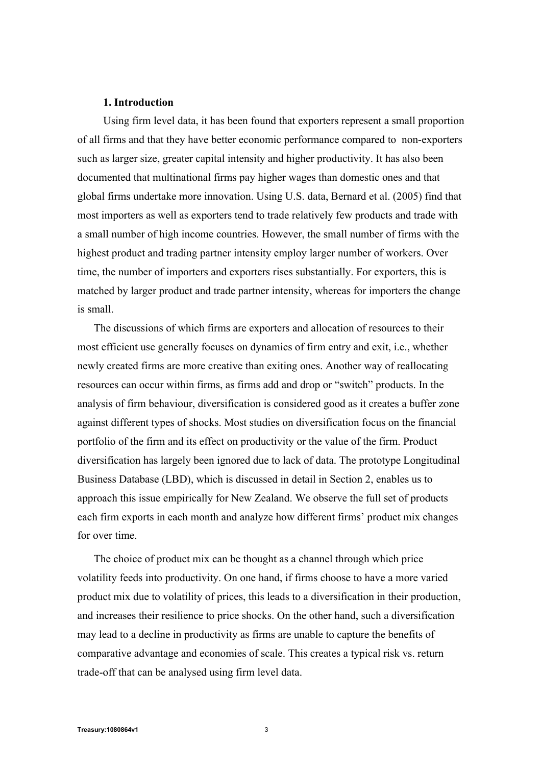## 1. Introduction

Using firm level data, it has been found that exporters represent a small proportion of all firms and that they have better economic performance compared to non-exporters such as larger size, greater capital intensity and higher productivity. It has also been documented that multinational firms pay higher wages than domestic ones and that global firms undertake more innovation. Using U.S. data, Bernard et al. (2005) find that most importers as well as exporters tend to trade relatively few products and trade with a small number of high income countries. However, the small number of firms with the highest product and trading partner intensity employ larger number of workers. Over time, the number of importers and exporters rises substantially. For exporters, this is matched by larger product and trade partner intensity, whereas for importers the change is small.

The discussions of which firms are exporters and allocation of resources to their most efficient use generally focuses on dynamics of firm entry and exit, i.e., whether newly created firms are more creative than exiting ones. Another way of reallocating resources can occur within firms, as firms add and drop or "switch" products. In the analysis of firm behaviour, diversification is considered good as it creates a buffer zone against different types of shocks. Most studies on diversification focus on the financial portfolio of the firm and its effect on productivity or the value of the firm. Product diversification has largely been ignored due to lack of data. The prototype Longitudinal Business Database (LBD), which is discussed in detail in Section 2, enables us to approach this issue empirically for New Zealand. We observe the full set of products each firm exports in each month and analyze how different firms' product mix changes for over time.

The choice of product mix can be thought as a channel through which price volatility feeds into productivity. On one hand, if firms choose to have a more varied product mix due to volatility of prices, this leads to a diversification in their production, and increases their resilience to price shocks. On the other hand, such a diversification may lead to a decline in productivity as firms are unable to capture the benefits of comparative advantage and economies of scale. This creates a typical risk vs. return trade-off that can be analysed using firm level data.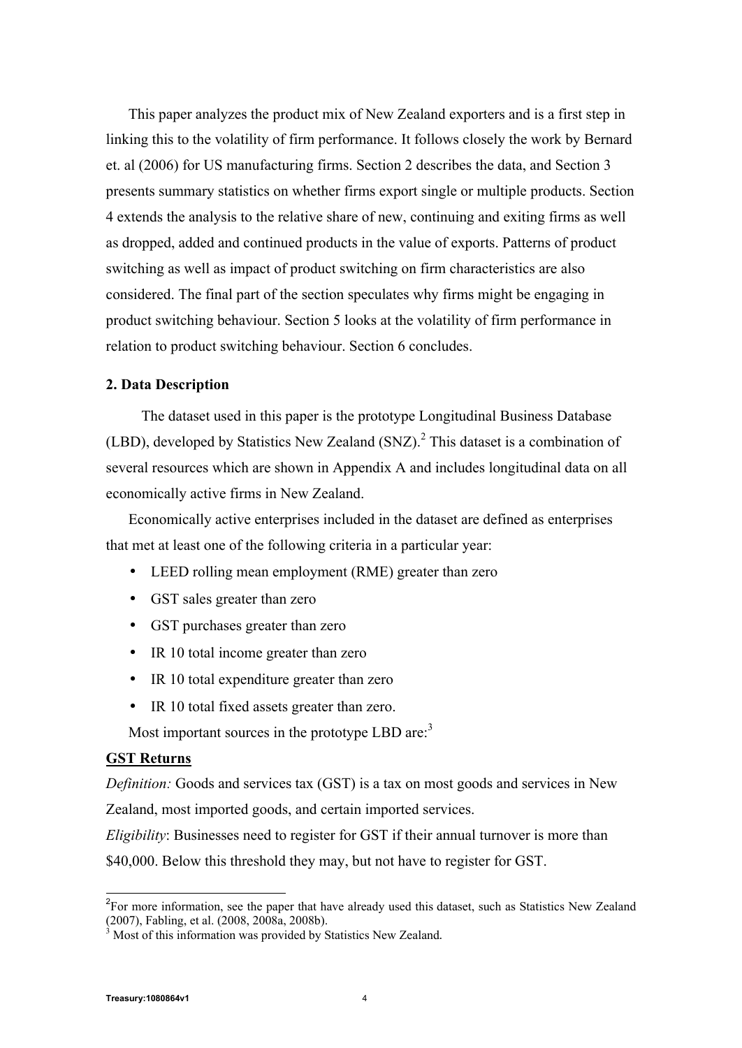This paper analyzes the product mix of New Zealand exporters and is a first step in linking this to the volatility of firm performance. It follows closely the work by Bernard et. al (2006) for US manufacturing firms. Section 2 describes the data, and Section 3 presents summary statistics on whether firms export single or multiple products. Section 4 extends the analysis to the relative share of new, continuing and exiting firms as well as dropped, added and continued products in the value of exports. Patterns of product switching as well as impact of product switching on firm characteristics are also considered. The final part of the section speculates why firms might be engaging in product switching behaviour. Section 5 looks at the volatility of firm performance in relation to product switching behaviour. Section 6 concludes.

## 2. Data Description

The dataset used in this paper is the prototype Longitudinal Business Database (LBD), developed by Statistics New Zealand (SNZ).[2] This dataset is a combination of several resources which are shown in Appendix A and includes longitudinal data on all economically active firms in New Zealand.

Economically active enterprises included in the dataset are defined as enterprises that met at least one of the following criteria in a particular year:

- LEED rolling mean employment (RME) greater than zero
- GST sales greater than zero
- GST purchases greater than zero
- IR 10 total income greater than zero
- IR 10 total expenditure greater than zero
- IR 10 total fixed assets greater than zero.

Most important sources in the prototype LBD are:[3]

**GST Returns**

*Definition:* Goods and services tax (GST) is a tax on most goods and services in New Zealand, most imported goods, and certain imported services.

*Eligibility*: Businesses need to register for GST if their annual turnover is more than $40,000. Below this threshold they may, but not have to register for GST.

---

[2] For more information, see the paper that have already used this dataset, such as Statistics New Zealand (2007), Fabling, et al. (2008, 2008a, 2008b).

[3] Most of this information was provided by Statistics New Zealand.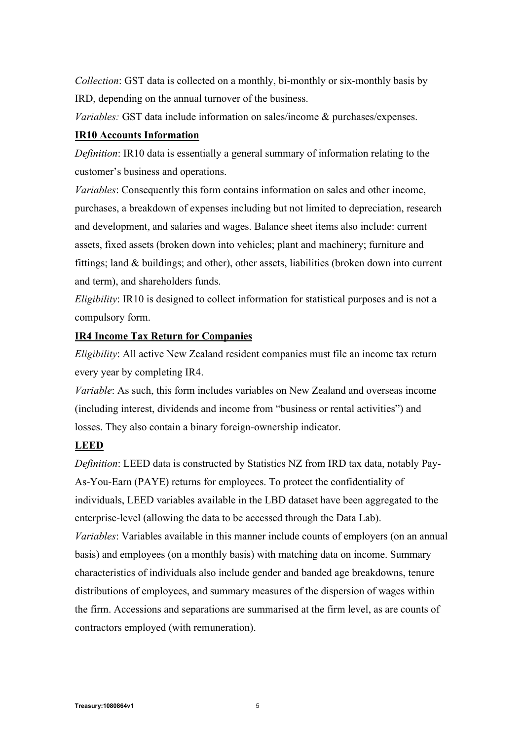*Collection*: GST data is collected on a monthly, bi-monthly or six-monthly basis by IRD, depending on the annual turnover of the business.

*Variables:* GST data include information on sales/income & purchases/expenses.

**IR10 Accounts Information**

*Definition*: IR10 data is essentially a general summary of information relating to the customer's business and operations.

*Variables*: Consequently this form contains information on sales and other income, purchases, a breakdown of expenses including but not limited to depreciation, research and development, and salaries and wages. Balance sheet items also include: current assets, fixed assets (broken down into vehicles; plant and machinery; furniture and fittings; land & buildings; and other), other assets, liabilities (broken down into current and term), and shareholders funds.

*Eligibility*: IR10 is designed to collect information for statistical purposes and is not a compulsory form.

**IR4 Income Tax Return for Companies**

*Eligibility*: All active New Zealand resident companies must file an income tax return every year by completing IR4.

*Variable*: As such, this form includes variables on New Zealand and overseas income (including interest, dividends and income from "business or rental activities") and losses. They also contain a binary foreign-ownership indicator.

**LEED**

*Definition*: LEED data is constructed by Statistics NZ from IRD tax data, notably Pay-As-You-Earn (PAYE) returns for employees. To protect the confidentiality of individuals, LEED variables available in the LBD dataset have been aggregated to the enterprise-level (allowing the data to be accessed through the Data Lab).

*Variables*: Variables available in this manner include counts of employers (on an annual basis) and employees (on a monthly basis) with matching data on income. Summary characteristics of individuals also include gender and banded age breakdowns, tenure distributions of employees, and summary measures of the dispersion of wages within the firm. Accessions and separations are summarised at the firm level, as are counts of contractors employed (with remuneration).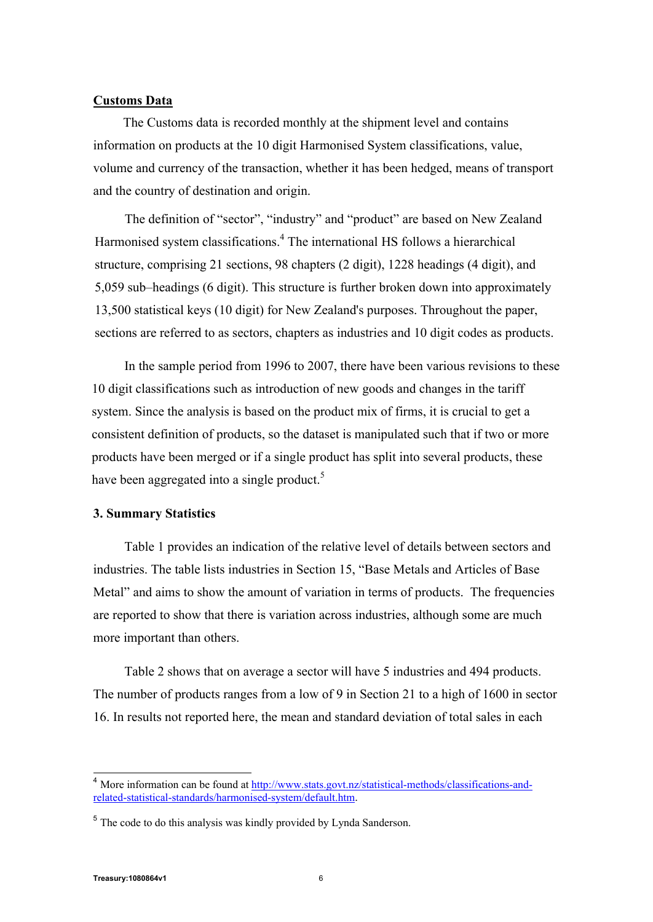**Customs Data**

The Customs data is recorded monthly at the shipment level and contains information on products at the 10 digit Harmonised System classifications, value, volume and currency of the transaction, whether it has been hedged, means of transport and the country of destination and origin.

The definition of "sector", "industry" and "product" are based on New Zealand Harmonised system classifications.[4] The international HS follows a hierarchical structure, comprising 21 sections, 98 chapters (2 digit), 1228 headings (4 digit), and 5,059 sub–headings (6 digit). This structure is further broken down into approximately 13,500 statistical keys (10 digit) for New Zealand's purposes. Throughout the paper, sections are referred to as sectors, chapters as industries and 10 digit codes as products.

In the sample period from 1996 to 2007, there have been various revisions to these 10 digit classifications such as introduction of new goods and changes in the tariff system. Since the analysis is based on the product mix of firms, it is crucial to get a consistent definition of products, so the dataset is manipulated such that if two or more products have been merged or if a single product has split into several products, these have been aggregated into a single product.[5]

### 3. Summary Statistics

Table 1 provides an indication of the relative level of details between sectors and industries. The table lists industries in Section 15, "Base Metals and Articles of Base Metal" and aims to show the amount of variation in terms of products. The frequencies are reported to show that there is variation across industries, although some are much more important than others.

Table 2 shows that on average a sector will have 5 industries and 494 products. The number of products ranges from a low of 9 in Section 21 to a high of 1600 in sector 16. In results not reported here, the mean and standard deviation of total sales in each

---

[4] More information can be found at http://www.stats.govt.nz/statistical-methods/classifications-and-related-statistical-standards/harmonised-system/default.htm.

[5] The code to do this analysis was kindly provided by Lynda Sanderson.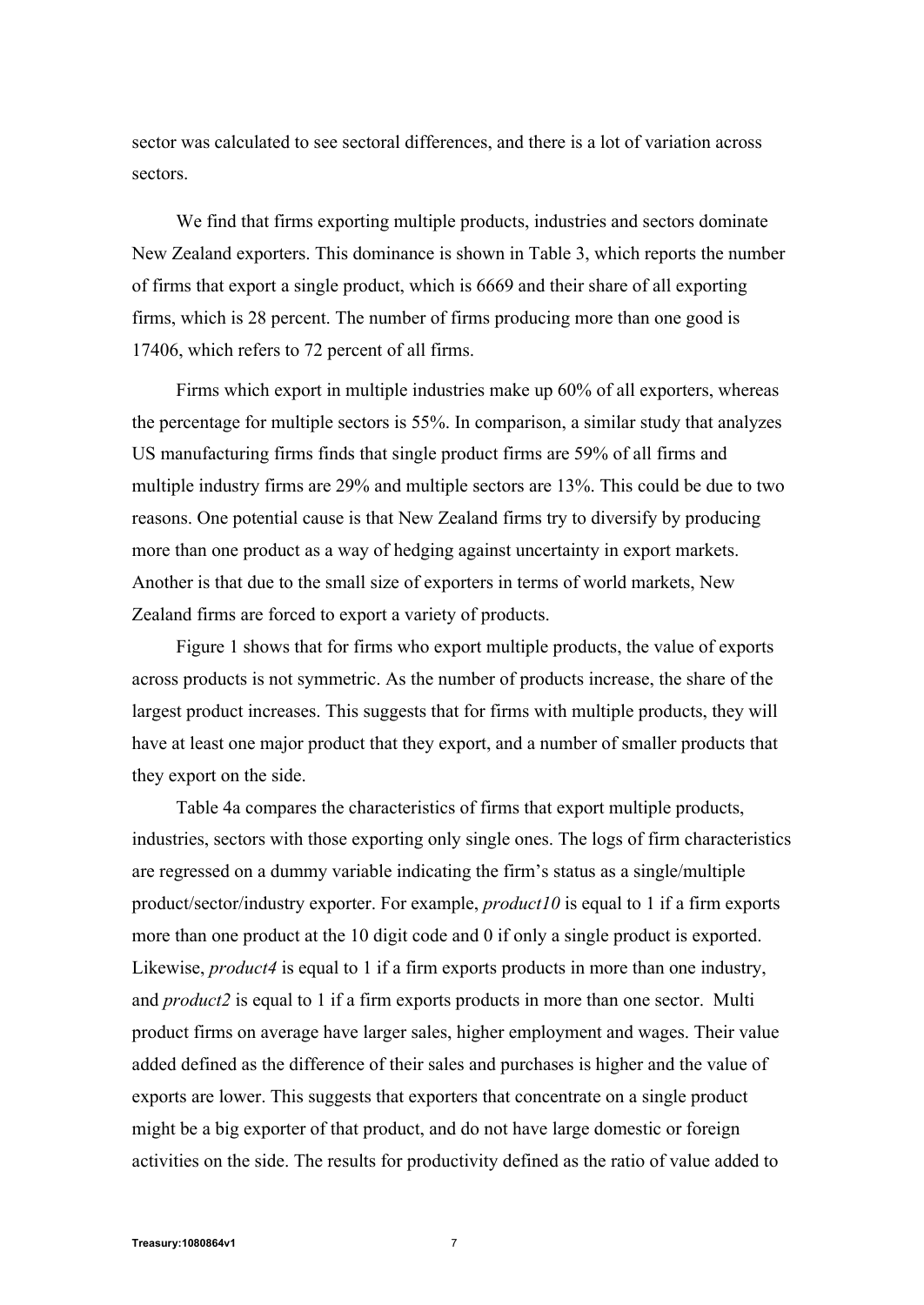sector was calculated to see sectoral differences, and there is a lot of variation across sectors.

We find that firms exporting multiple products, industries and sectors dominate New Zealand exporters. This dominance is shown in Table 3, which reports the number of firms that export a single product, which is 6669 and their share of all exporting firms, which is 28 percent. The number of firms producing more than one good is 17406, which refers to 72 percent of all firms.

Firms which export in multiple industries make up 60% of all exporters, whereas the percentage for multiple sectors is 55%. In comparison, a similar study that analyzes US manufacturing firms finds that single product firms are 59% of all firms and multiple industry firms are 29% and multiple sectors are 13%. This could be due to two reasons. One potential cause is that New Zealand firms try to diversify by producing more than one product as a way of hedging against uncertainty in export markets. Another is that due to the small size of exporters in terms of world markets, New Zealand firms are forced to export a variety of products.

Figure 1 shows that for firms who export multiple products, the value of exports across products is not symmetric. As the number of products increase, the share of the largest product increases. This suggests that for firms with multiple products, they will have at least one major product that they export, and a number of smaller products that they export on the side.

Table 4a compares the characteristics of firms that export multiple products, industries, sectors with those exporting only single ones. The logs of firm characteristics are regressed on a dummy variable indicating the firm's status as a single/multiple product/sector/industry exporter. For example, *product10* is equal to 1 if a firm exports more than one product at the 10 digit code and 0 if only a single product is exported. Likewise, *product4* is equal to 1 if a firm exports products in more than one industry, and *product2* is equal to 1 if a firm exports products in more than one sector. Multi product firms on average have larger sales, higher employment and wages. Their value added defined as the difference of their sales and purchases is higher and the value of exports are lower. This suggests that exporters that concentrate on a single product might be a big exporter of that product, and do not have large domestic or foreign activities on the side. The results for productivity defined as the ratio of value added to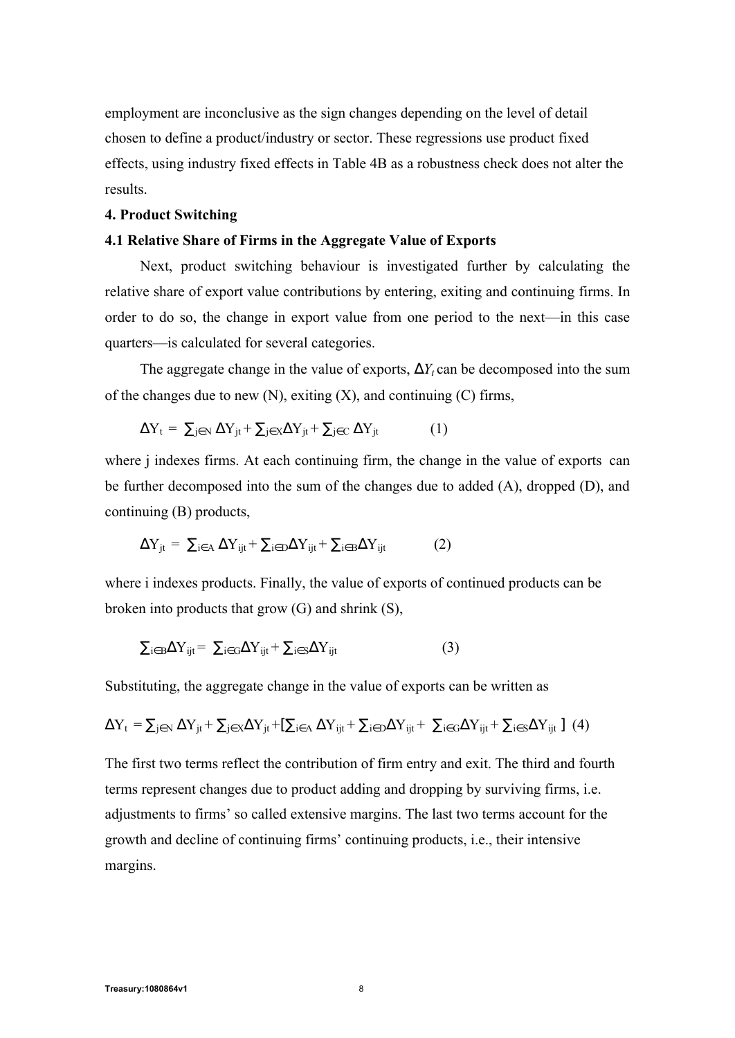employment are inconclusive as the sign changes depending on the level of detail chosen to define a product/industry or sector. These regressions use product fixed effects, using industry fixed effects in Table 4B as a robustness check does not alter the results.

## 4. Product Switching

### 4.1 Relative Share of Firms in the Aggregate Value of Exports

Next, product switching behaviour is investigated further by calculating the relative share of export value contributions by entering, exiting and continuing firms. In order to do so, the change in export value from one period to the next—in this case quarters—is calculated for several categories.

The aggregate change in the value of exports, $\Delta Y_t$ can be decomposed into the sum of the changes due to new (N), exiting (X), and continuing (C) firms,

$$\Delta Y_t = \sum_{j \in N} \Delta Y_{jt} + \sum_{j \in X} \Delta Y_{jt} + \sum_{j \in C} \Delta Y_{jt} \qquad (1)$$

where j indexes firms. At each continuing firm, the change in the value of exports can be further decomposed into the sum of the changes due to added (A), dropped (D), and continuing (B) products,

$$\Delta Y_{jt} = \sum_{i \in A} \Delta Y_{ijt} + \sum_{i \in D} \Delta Y_{ijt} + \sum_{i \in B} \Delta Y_{ijt} \qquad (2)$$

where i indexes products. Finally, the value of exports of continued products can be broken into products that grow (G) and shrink (S),

$$\sum_{i \in B} \Delta Y_{ijt} = \sum_{i \in G} \Delta Y_{ijt} + \sum_{i \in S} \Delta Y_{ijt} \qquad (3)$$

Substituting, the aggregate change in the value of exports can be written as

$$\Delta Y_t = \sum_{j \in N} \Delta Y_{jt} + \sum_{j \in X} \Delta Y_{jt} + [\sum_{i \in A} \Delta Y_{ijt} + \sum_{i \in D} \Delta Y_{ijt} + \sum_{i \in G} \Delta Y_{ijt} + \sum_{i \in S} \Delta Y_{ijt}] \quad (4)$$

The first two terms reflect the contribution of firm entry and exit. The third and fourth terms represent changes due to product adding and dropping by surviving firms, i.e. adjustments to firms' so called extensive margins. The last two terms account for the growth and decline of continuing firms' continuing products, i.e., their intensive margins.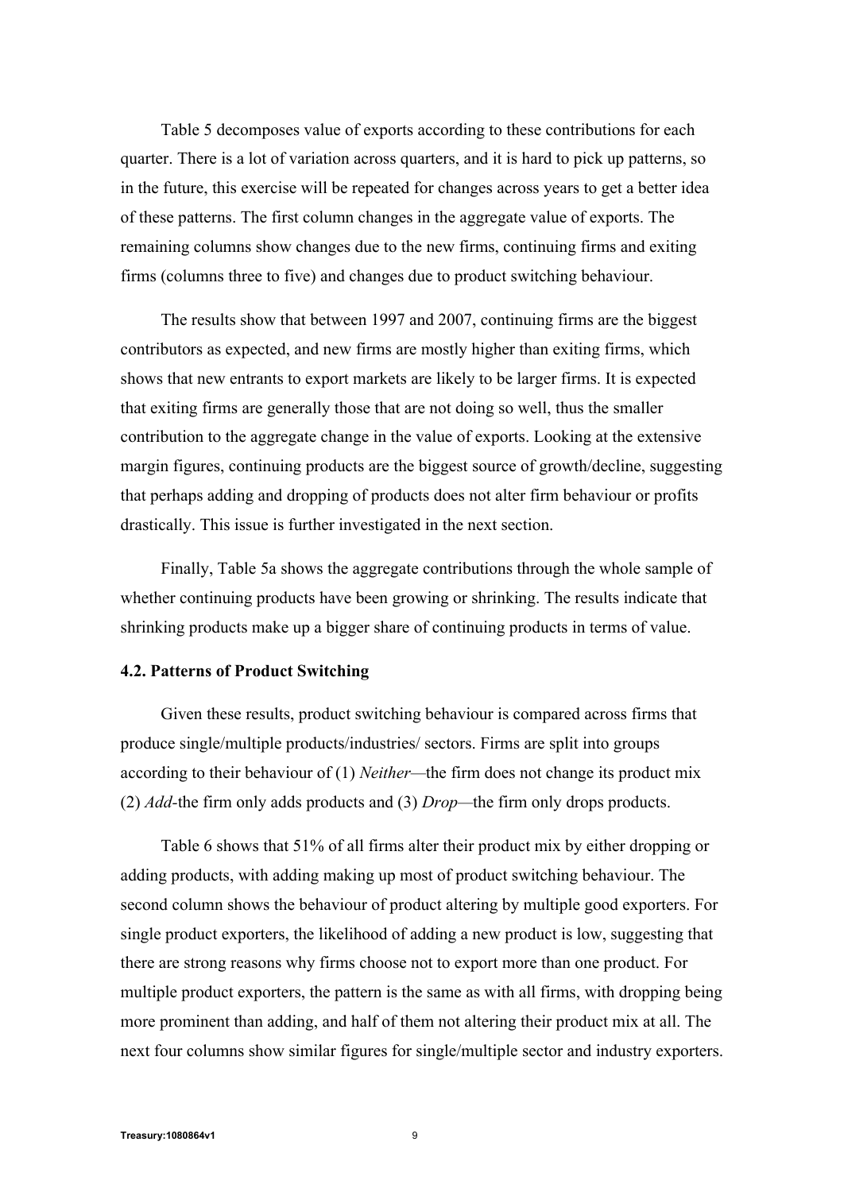Table 5 decomposes value of exports according to these contributions for each quarter. There is a lot of variation across quarters, and it is hard to pick up patterns, so in the future, this exercise will be repeated for changes across years to get a better idea of these patterns. The first column changes in the aggregate value of exports. The remaining columns show changes due to the new firms, continuing firms and exiting firms (columns three to five) and changes due to product switching behaviour.

The results show that between 1997 and 2007, continuing firms are the biggest contributors as expected, and new firms are mostly higher than exiting firms, which shows that new entrants to export markets are likely to be larger firms. It is expected that exiting firms are generally those that are not doing so well, thus the smaller contribution to the aggregate change in the value of exports. Looking at the extensive margin figures, continuing products are the biggest source of growth/decline, suggesting that perhaps adding and dropping of products does not alter firm behaviour or profits drastically. This issue is further investigated in the next section.

Finally, Table 5a shows the aggregate contributions through the whole sample of whether continuing products have been growing or shrinking. The results indicate that shrinking products make up a bigger share of continuing products in terms of value.

### 4.2. Patterns of Product Switching

Given these results, product switching behaviour is compared across firms that produce single/multiple products/industries/ sectors. Firms are split into groups according to their behaviour of (1) *Neither*—the firm does not change its product mix (2) *Add*-the firm only adds products and (3) *Drop*—the firm only drops products.

Table 6 shows that 51% of all firms alter their product mix by either dropping or adding products, with adding making up most of product switching behaviour. The second column shows the behaviour of product altering by multiple good exporters. For single product exporters, the likelihood of adding a new product is low, suggesting that there are strong reasons why firms choose not to export more than one product. For multiple product exporters, the pattern is the same as with all firms, with dropping being more prominent than adding, and half of them not altering their product mix at all. The next four columns show similar figures for single/multiple sector and industry exporters.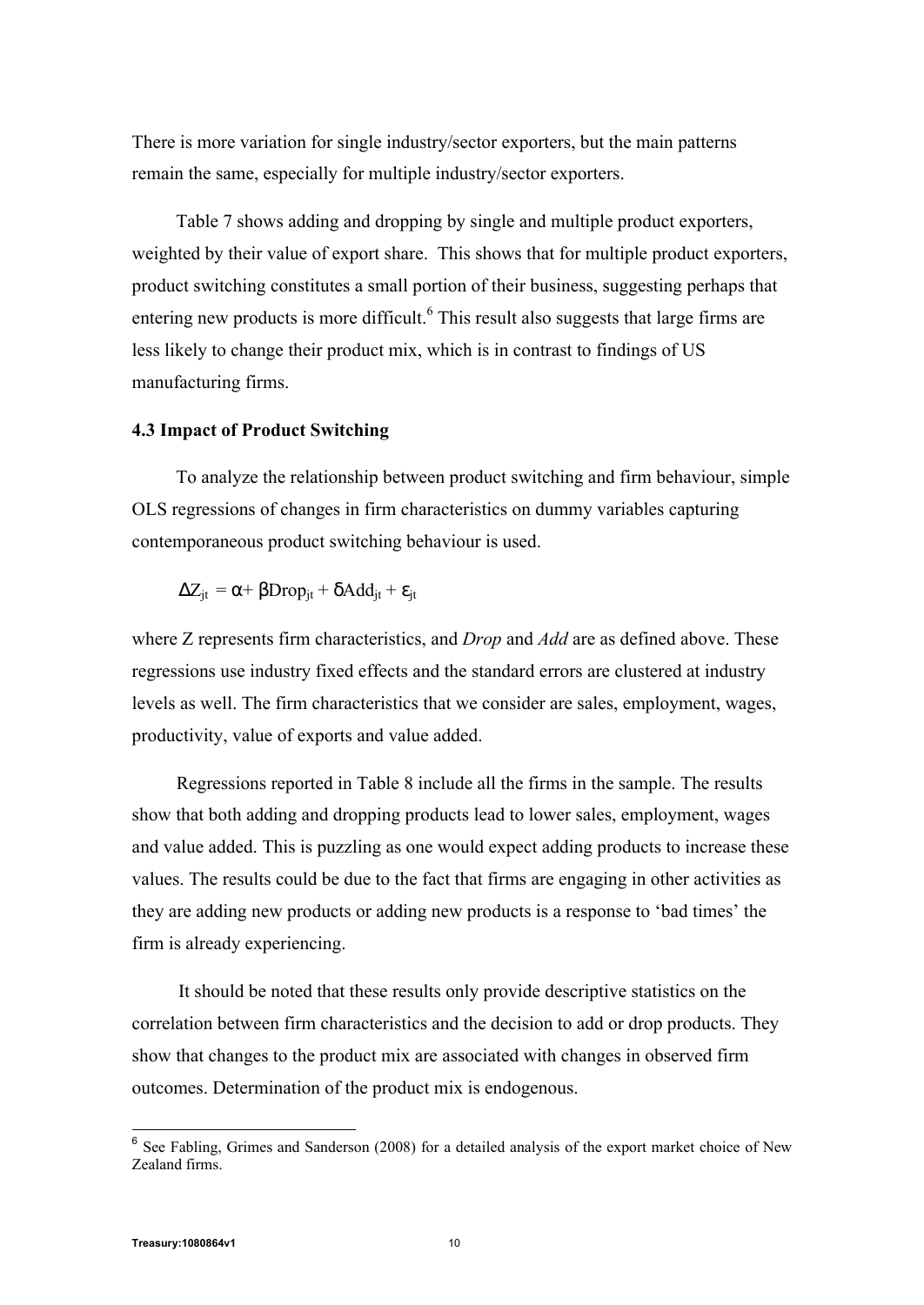There is more variation for single industry/sector exporters, but the main patterns remain the same, especially for multiple industry/sector exporters.

Table 7 shows adding and dropping by single and multiple product exporters, weighted by their value of export share. This shows that for multiple product exporters, product switching constitutes a small portion of their business, suggesting perhaps that entering new products is more difficult.[6] This result also suggests that large firms are less likely to change their product mix, which is in contrast to findings of US manufacturing firms.

### 4.3 Impact of Product Switching

To analyze the relationship between product switching and firm behaviour, simple OLS regressions of changes in firm characteristics on dummy variables capturing contemporaneous product switching behaviour is used.

$$\Delta Z_{jt} = \alpha + \beta \mathrm{Drop}_{jt} + \delta \mathrm{Add}_{jt} + \varepsilon_{jt}$$

where Z represents firm characteristics, and *Drop* and *Add* are as defined above. These regressions use industry fixed effects and the standard errors are clustered at industry levels as well. The firm characteristics that we consider are sales, employment, wages, productivity, value of exports and value added.

Regressions reported in Table 8 include all the firms in the sample. The results show that both adding and dropping products lead to lower sales, employment, wages and value added. This is puzzling as one would expect adding products to increase these values. The results could be due to the fact that firms are engaging in other activities as they are adding new products or adding new products is a response to 'bad times' the firm is already experiencing.

It should be noted that these results only provide descriptive statistics on the correlation between firm characteristics and the decision to add or drop products. They show that changes to the product mix are associated with changes in observed firm outcomes. Determination of the product mix is endogenous.

---

[6] See Fabling, Grimes and Sanderson (2008) for a detailed analysis of the export market choice of New Zealand firms.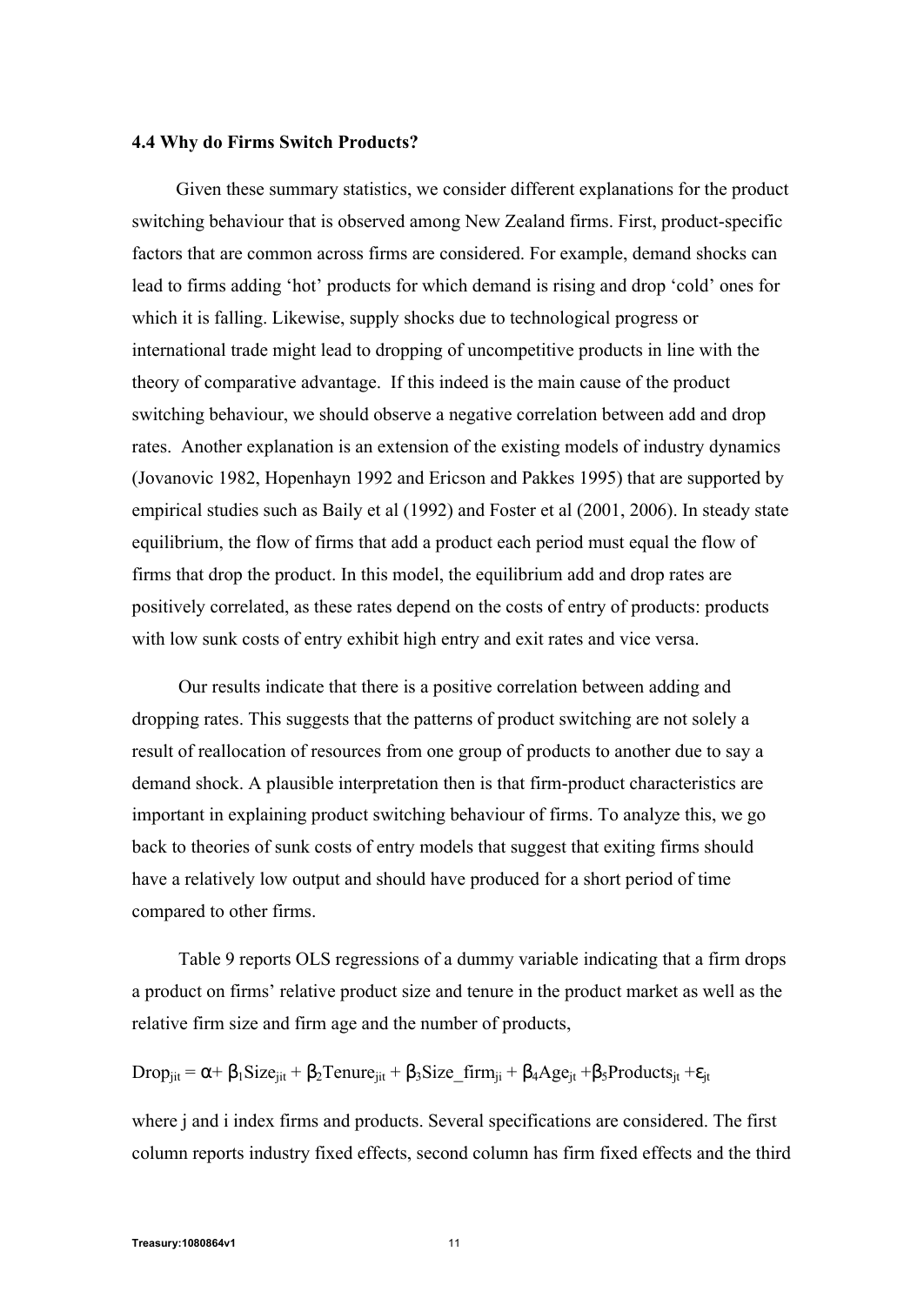### 4.4 Why do Firms Switch Products?

Given these summary statistics, we consider different explanations for the product switching behaviour that is observed among New Zealand firms. First, product-specific factors that are common across firms are considered. For example, demand shocks can lead to firms adding 'hot' products for which demand is rising and drop 'cold' ones for which it is falling. Likewise, supply shocks due to technological progress or international trade might lead to dropping of uncompetitive products in line with the theory of comparative advantage. If this indeed is the main cause of the product switching behaviour, we should observe a negative correlation between add and drop rates. Another explanation is an extension of the existing models of industry dynamics (Jovanovic 1982, Hopenhayn 1992 and Ericson and Pakkes 1995) that are supported by empirical studies such as Baily et al (1992) and Foster et al (2001, 2006). In steady state equilibrium, the flow of firms that add a product each period must equal the flow of firms that drop the product. In this model, the equilibrium add and drop rates are positively correlated, as these rates depend on the costs of entry of products: products with low sunk costs of entry exhibit high entry and exit rates and vice versa.

Our results indicate that there is a positive correlation between adding and dropping rates. This suggests that the patterns of product switching are not solely a result of reallocation of resources from one group of products to another due to say a demand shock. A plausible interpretation then is that firm-product characteristics are important in explaining product switching behaviour of firms. To analyze this, we go back to theories of sunk costs of entry models that suggest that exiting firms should have a relatively low output and should have produced for a short period of time compared to other firms.

Table 9 reports OLS regressions of a dummy variable indicating that a firm drops a product on firms' relative product size and tenure in the product market as well as the relative firm size and firm age and the number of products,

$$Drop_{jit} = \alpha + \beta_1 Size_{jit} + \beta_2 Tenure_{jit} + \beta_3 Size\_firm_{ji} + \beta_4 Age_{jt} + \beta_5 Products_{jt} + \varepsilon_{jt}$$

where j and i index firms and products. Several specifications are considered. The first column reports industry fixed effects, second column has firm fixed effects and the third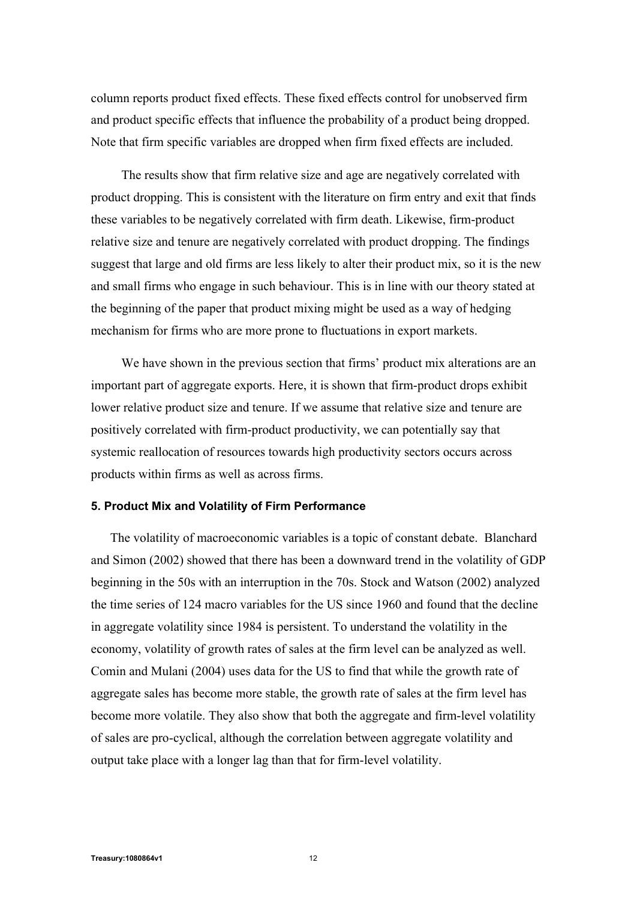column reports product fixed effects. These fixed effects control for unobserved firm and product specific effects that influence the probability of a product being dropped. Note that firm specific variables are dropped when firm fixed effects are included.

The results show that firm relative size and age are negatively correlated with product dropping. This is consistent with the literature on firm entry and exit that finds these variables to be negatively correlated with firm death. Likewise, firm-product relative size and tenure are negatively correlated with product dropping. The findings suggest that large and old firms are less likely to alter their product mix, so it is the new and small firms who engage in such behaviour. This is in line with our theory stated at the beginning of the paper that product mixing might be used as a way of hedging mechanism for firms who are more prone to fluctuations in export markets.

We have shown in the previous section that firms' product mix alterations are an important part of aggregate exports. Here, it is shown that firm-product drops exhibit lower relative product size and tenure. If we assume that relative size and tenure are positively correlated with firm-product productivity, we can potentially say that systemic reallocation of resources towards high productivity sectors occurs across products within firms as well as across firms.

### 5. Product Mix and Volatility of Firm Performance

The volatility of macroeconomic variables is a topic of constant debate. Blanchard and Simon (2002) showed that there has been a downward trend in the volatility of GDP beginning in the 50s with an interruption in the 70s. Stock and Watson (2002) analyzed the time series of 124 macro variables for the US since 1960 and found that the decline in aggregate volatility since 1984 is persistent. To understand the volatility in the economy, volatility of growth rates of sales at the firm level can be analyzed as well. Comin and Mulani (2004) uses data for the US to find that while the growth rate of aggregate sales has become more stable, the growth rate of sales at the firm level has become more volatile. They also show that both the aggregate and firm-level volatility of sales are pro-cyclical, although the correlation between aggregate volatility and output take place with a longer lag than that for firm-level volatility.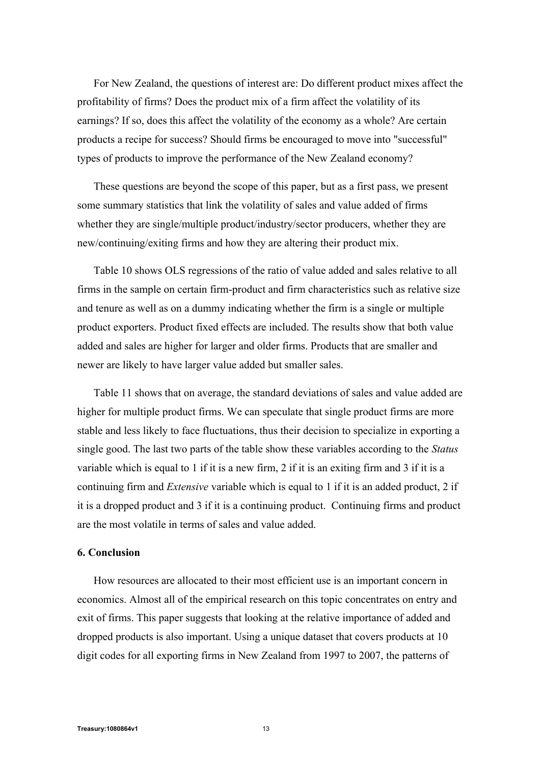For New Zealand, the questions of interest are: Do different product mixes affect the profitability of firms? Does the product mix of a firm affect the volatility of its earnings? If so, does this affect the volatility of the economy as a whole? Are certain products a recipe for success? Should firms be encouraged to move into "successful" types of products to improve the performance of the New Zealand economy?

These questions are beyond the scope of this paper, but as a first pass, we present some summary statistics that link the volatility of sales and value added of firms whether they are single/multiple product/industry/sector producers, whether they are new/continuing/exiting firms and how they are altering their product mix.

Table 10 shows OLS regressions of the ratio of value added and sales relative to all firms in the sample on certain firm-product and firm characteristics such as relative size and tenure as well as on a dummy indicating whether the firm is a single or multiple product exporters. Product fixed effects are included. The results show that both value added and sales are higher for larger and older firms. Products that are smaller and newer are likely to have larger value added but smaller sales.

Table 11 shows that on average, the standard deviations of sales and value added are higher for multiple product firms. We can speculate that single product firms are more stable and less likely to face fluctuations, thus their decision to specialize in exporting a single good. The last two parts of the table show these variables according to the *Status* variable which is equal to 1 if it is a new firm, 2 if it is an exiting firm and 3 if it is a continuing firm and *Extensive* variable which is equal to 1 if it is an added product, 2 if it is a dropped product and 3 if it is a continuing product. Continuing firms and product are the most volatile in terms of sales and value added.

## 6. Conclusion

How resources are allocated to their most efficient use is an important concern in economics. Almost all of the empirical research on this topic concentrates on entry and exit of firms. This paper suggests that looking at the relative importance of added and dropped products is also important. Using a unique dataset that covers products at 10 digit codes for all exporting firms in New Zealand from 1997 to 2007, the patterns of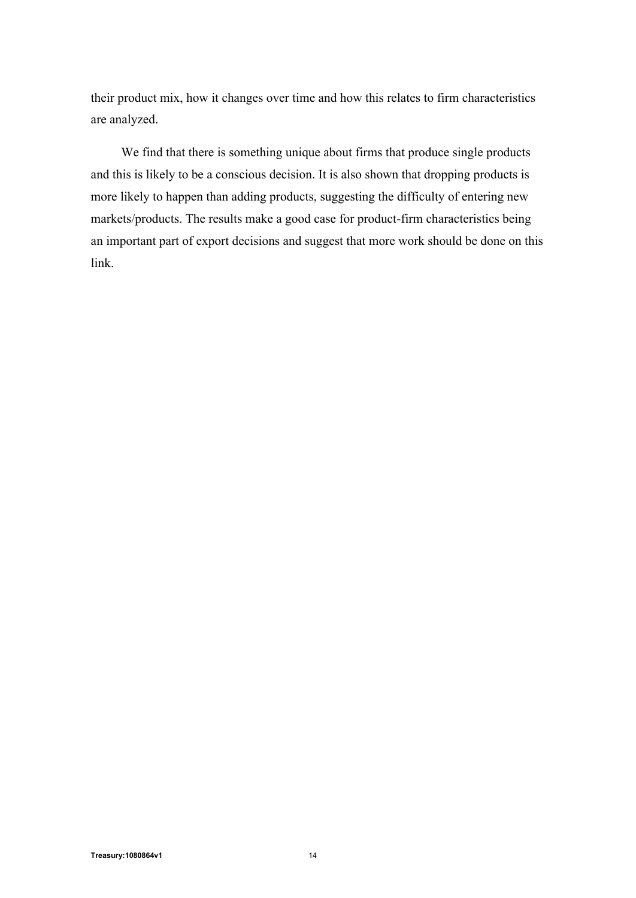their product mix, how it changes over time and how this relates to firm characteristics are analyzed.

We find that there is something unique about firms that produce single products and this is likely to be a conscious decision. It is also shown that dropping products is more likely to happen than adding products, suggesting the difficulty of entering new markets/products. The results make a good case for product-firm characteristics being an important part of export decisions and suggest that more work should be done on this link.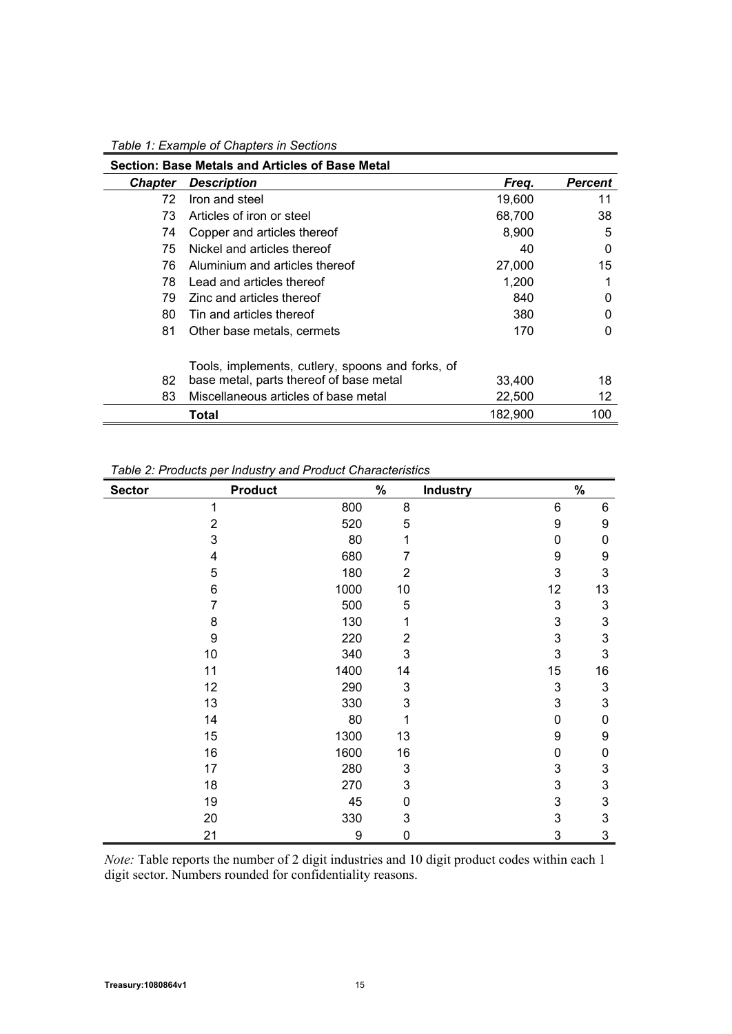*Table 1: Example of Chapters in Sections*

| **Section: Base Metals and Articles of Base Metal** | | | |
|---|---|---|---|
| ***Chapter*** | ***Description*** | ***Freq.*** | ***Percent*** |
| 72 | Iron and steel | 19,600 | 11 |
| 73 | Articles of iron or steel | 68,700 | 38 |
| 74 | Copper and articles thereof | 8,900 | 5 |
| 75 | Nickel and articles thereof | 40 | 0 |
| 76 | Aluminium and articles thereof | 27,000 | 15 |
| 78 | Lead and articles thereof | 1,200 | 1 |
| 79 | Zinc and articles thereof | 840 | 0 |
| 80 | Tin and articles thereof | 380 | 0 |
| 81 | Other base metals, cermets | 170 | 0 |
| 82 | Tools, implements, cutlery, spoons and forks, of base metal, parts thereof of base metal | 33,400 | 18 |
| 83 | Miscellaneous articles of base metal | 22,500 | 12 |
| | **Total** | 182,900 | 100 |

*Table 2: Products per Industry and Product Characteristics*

| **Sector** | **Product** | **%** | **Industry** | **%** |
|---|---|---|---|---|
| 1 | 800 | 8 | 6 | 6 |
| 2 | 520 | 5 | 9 | 9 |
| 3 | 80 | 1 | 0 | 0 |
| 4 | 680 | 7 | 9 | 9 |
| 5 | 180 | 2 | 3 | 3 |
| 6 | 1000 | 10 | 12 | 13 |
| 7 | 500 | 5 | 3 | 3 |
| 8 | 130 | 1 | 3 | 3 |
| 9 | 220 | 2 | 3 | 3 |
| 10 | 340 | 3 | 3 | 3 |
| 11 | 1400 | 14 | 15 | 16 |
| 12 | 290 | 3 | 3 | 3 |
| 13 | 330 | 3 | 3 | 3 |
| 14 | 80 | 1 | 0 | 0 |
| 15 | 1300 | 13 | 9 | 9 |
| 16 | 1600 | 16 | 0 | 0 |
| 17 | 280 | 3 | 3 | 3 |
| 18 | 270 | 3 | 3 | 3 |
| 19 | 45 | 0 | 3 | 3 |
| 20 | 330 | 3 | 3 | 3 |
| 21 | 9 | 0 | 3 | 3 |

*Note:* Table reports the number of 2 digit industries and 10 digit product codes within each 1 digit sector. Numbers rounded for confidentiality reasons.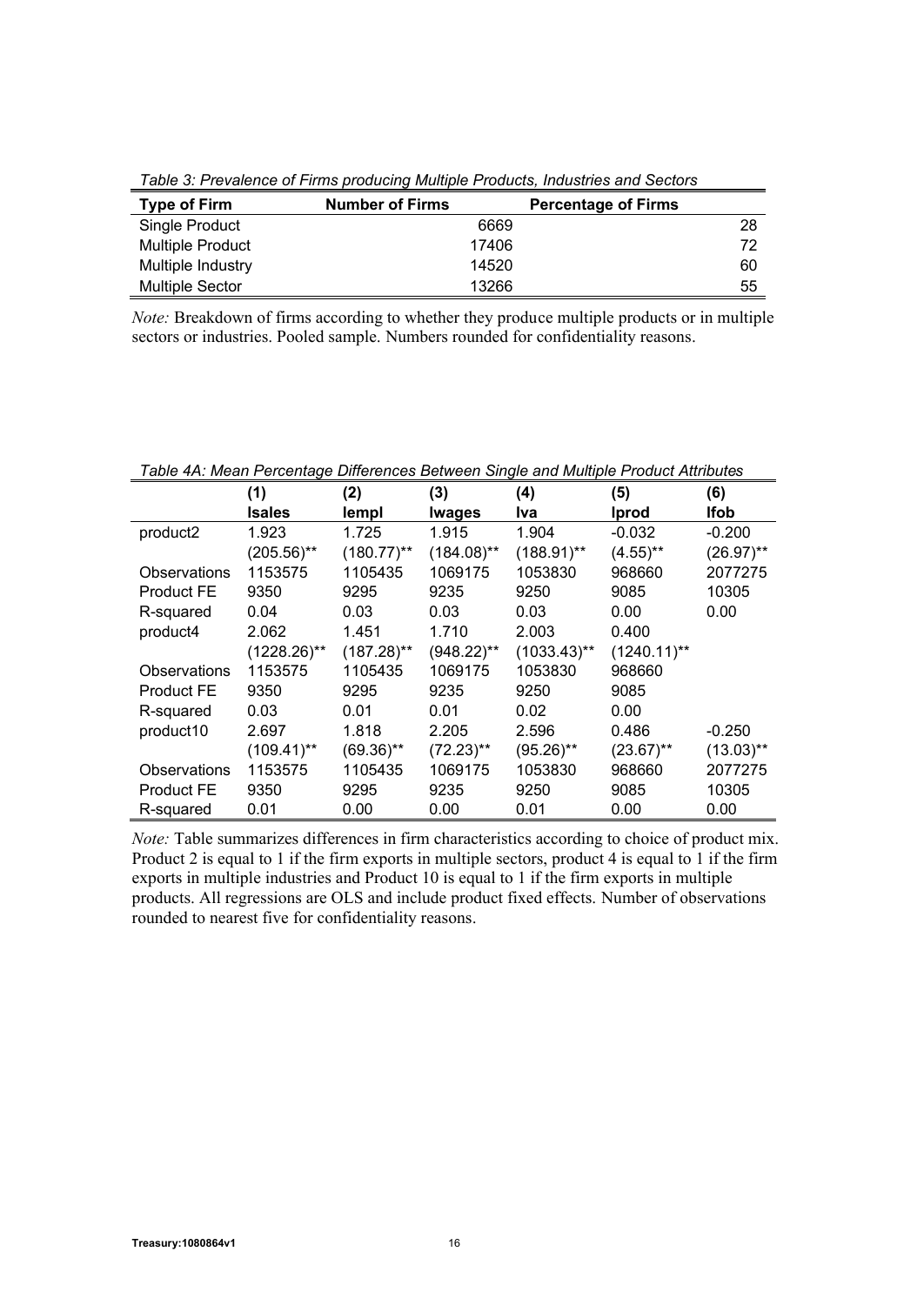*Table 3: Prevalence of Firms producing Multiple Products, Industries and Sectors*

| Type of Firm | Number of Firms | Percentage of Firms |
|---|---|---|
| Single Product | 6669 | 28 |
| Multiple Product | 17406 | 72 |
| Multiple Industry | 14520 | 60 |
| Multiple Sector | 13266 | 55 |

*Note:* Breakdown of firms according to whether they produce multiple products or in multiple sectors or industries. Pooled sample. Numbers rounded for confidentiality reasons.

*Table 4A: Mean Percentage Differences Between Single and Multiple Product Attributes*

| | (1) lsales | (2) lempl | (3) lwages | (4) lva | (5) lprod | (6) lfob |
|---|---|---|---|---|---|---|
| product2 | 1.923 | 1.725 | 1.915 | 1.904 | -0.032 | -0.200 |
| | (205.56)** | (180.77)** | (184.08)** | (188.91)** | (4.55)** | (26.97)** |
| Observations | 1153575 | 1105435 | 1069175 | 1053830 | 968660 | 2077275 |
| Product FE | 9350 | 9295 | 9235 | 9250 | 9085 | 10305 |
| R-squared | 0.04 | 0.03 | 0.03 | 0.03 | 0.00 | 0.00 |
| product4 | 2.062 | 1.451 | 1.710 | 2.003 | 0.400 | |
| | (1228.26)** | (187.28)** | (948.22)** | (1033.43)** | (1240.11)** | |
| Observations | 1153575 | 1105435 | 1069175 | 1053830 | 968660 | |
| Product FE | 9350 | 9295 | 9235 | 9250 | 9085 | |
| R-squared | 0.03 | 0.01 | 0.01 | 0.02 | 0.00 | |
| product10 | 2.697 | 1.818 | 2.205 | 2.596 | 0.486 | -0.250 |
| | (109.41)** | (69.36)** | (72.23)** | (95.26)** | (23.67)** | (13.03)** |
| Observations | 1153575 | 1105435 | 1069175 | 1053830 | 968660 | 2077275 |
| Product FE | 9350 | 9295 | 9235 | 9250 | 9085 | 10305 |
| R-squared | 0.01 | 0.00 | 0.00 | 0.01 | 0.00 | 0.00 |

*Note:* Table summarizes differences in firm characteristics according to choice of product mix. Product 2 is equal to 1 if the firm exports in multiple sectors, product 4 is equal to 1 if the firm exports in multiple industries and Product 10 is equal to 1 if the firm exports in multiple products. All regressions are OLS and include product fixed effects. Number of observations rounded to nearest five for confidentiality reasons.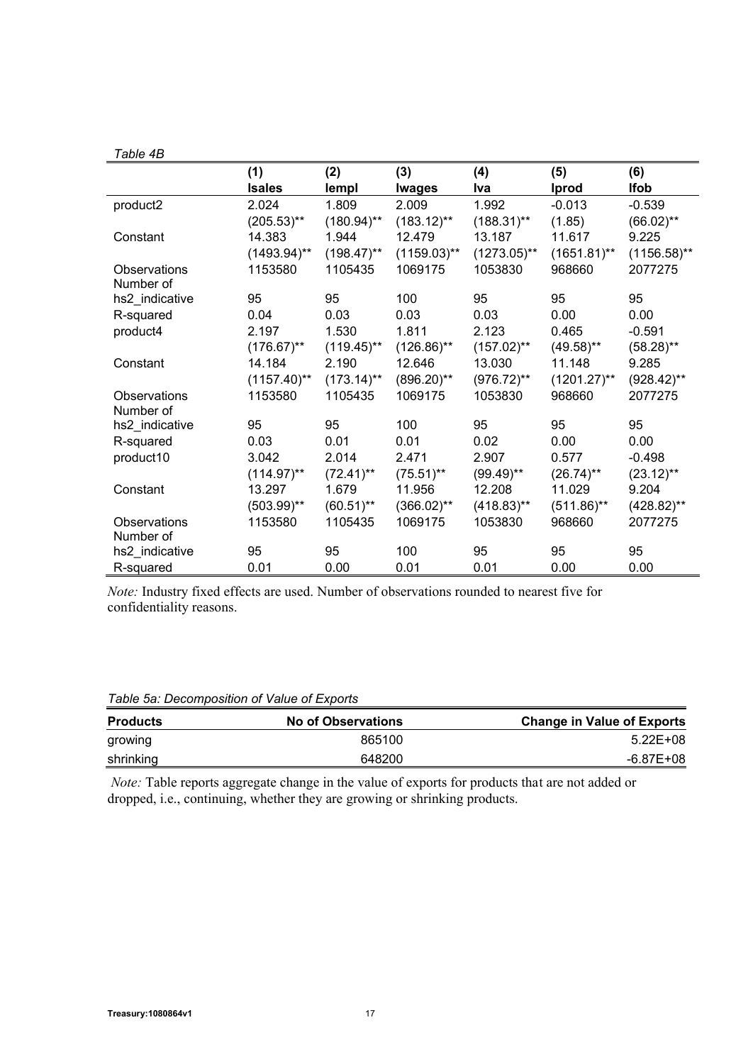*Table 4B*

| | (1) | (2) | (3) | (4) | (5) | (6) |
|---|---|---|---|---|---|---|
| | **lsales** | **lempl** | **lwages** | **lva** | **lprod** | **lfob** |
| product2 | 2.024 | 1.809 | 2.009 | 1.992 | -0.013 | -0.539 |
| | (205.53)** | (180.94)** | (183.12)** | (188.31)** | (1.85) | (66.02)** |
| Constant | 14.383 | 1.944 | 12.479 | 13.187 | 11.617 | 9.225 |
| | (1493.94)** | (198.47)** | (1159.03)** | (1273.05)** | (1651.81)** | (1156.58)** |
| Observations | 1153580 | 1105435 | 1069175 | 1053830 | 968660 | 2077275 |
| Number of hs2_indicative | 95 | 95 | 100 | 95 | 95 | 95 |
| R-squared | 0.04 | 0.03 | 0.03 | 0.03 | 0.00 | 0.00 |
| product4 | 2.197 | 1.530 | 1.811 | 2.123 | 0.465 | -0.591 |
| | (176.67)** | (119.45)** | (126.86)** | (157.02)** | (49.58)** | (58.28)** |
| Constant | 14.184 | 2.190 | 12.646 | 13.030 | 11.148 | 9.285 |
| | (1157.40)** | (173.14)** | (896.20)** | (976.72)** | (1201.27)** | (928.42)** |
| Observations | 1153580 | 1105435 | 1069175 | 1053830 | 968660 | 2077275 |
| Number of hs2_indicative | 95 | 95 | 100 | 95 | 95 | 95 |
| R-squared | 0.03 | 0.01 | 0.01 | 0.02 | 0.00 | 0.00 |
| product10 | 3.042 | 2.014 | 2.471 | 2.907 | 0.577 | -0.498 |
| | (114.97)** | (72.41)** | (75.51)** | (99.49)** | (26.74)** | (23.12)** |
| Constant | 13.297 | 1.679 | 11.956 | 12.208 | 11.029 | 9.204 |
| | (503.99)** | (60.51)** | (366.02)** | (418.83)** | (511.86)** | (428.82)** |
| Observations | 1153580 | 1105435 | 1069175 | 1053830 | 968660 | 2077275 |
| Number of hs2_indicative | 95 | 95 | 100 | 95 | 95 | 95 |
| R-squared | 0.01 | 0.00 | 0.01 | 0.01 | 0.00 | 0.00 |

*Note:* Industry fixed effects are used. Number of observations rounded to nearest five for confidentiality reasons.

*Table 5a: Decomposition of Value of Exports*

| **Products** | **No of Observations** | **Change in Value of Exports** |
|---|---|---|
| growing | 865100 | 5.22E+08 |
| shrinking | 648200 | -6.87E+08 |

*Note:* Table reports aggregate change in the value of exports for products that are not added or dropped, i.e., continuing, whether they are growing or shrinking products.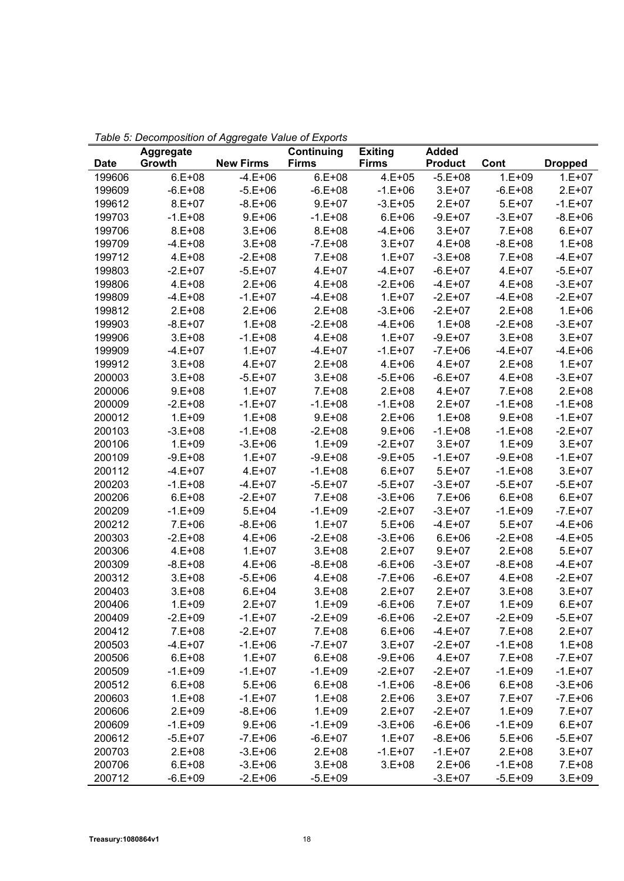*Table 5: Decomposition of Aggregate Value of Exports*

| Date | Aggregate Growth | New Firms | Continuing Firms | Exiting Firms | Added Product | Cont | Dropped |
|---|---|---|---|---|---|---|---|
| 199606 | 6.E+08 | -4.E+06 | 6.E+08 | 4.E+05 | -5.E+08 | 1.E+09 | 1.E+07 |
| 199609 | -6.E+08 | -5.E+06 | -6.E+08 | -1.E+06 | 3.E+07 | -6.E+08 | 2.E+07 |
| 199612 | 8.E+07 | -8.E+06 | 9.E+07 | -3.E+05 | 2.E+07 | 5.E+07 | -1.E+07 |
| 199703 | -1.E+08 | 9.E+06 | -1.E+08 | 6.E+06 | -9.E+07 | -3.E+07 | -8.E+06 |
| 199706 | 8.E+08 | 3.E+06 | 8.E+08 | -4.E+06 | 3.E+07 | 7.E+08 | 6.E+07 |
| 199709 | -4.E+08 | 3.E+08 | -7.E+08 | 3.E+07 | 4.E+08 | -8.E+08 | 1.E+08 |
| 199712 | 4.E+08 | -2.E+08 | 7.E+08 | 1.E+07 | -3.E+08 | 7.E+08 | -4.E+07 |
| 199803 | -2.E+07 | -5.E+07 | 4.E+07 | -4.E+07 | -6.E+07 | 4.E+07 | -5.E+07 |
| 199806 | 4.E+08 | 2.E+06 | 4.E+08 | -2.E+06 | -4.E+07 | 4.E+08 | -3.E+07 |
| 199809 | -4.E+08 | -1.E+07 | -4.E+08 | 1.E+07 | -2.E+07 | -4.E+08 | -2.E+07 |
| 199812 | 2.E+08 | 2.E+06 | 2.E+08 | -3.E+06 | -2.E+07 | 2.E+08 | 1.E+06 |
| 199903 | -8.E+07 | 1.E+08 | -2.E+08 | -4.E+06 | 1.E+08 | -2.E+08 | -3.E+07 |
| 199906 | 3.E+08 | -1.E+08 | 4.E+08 | 1.E+07 | -9.E+07 | 3.E+08 | 3.E+07 |
| 199909 | -4.E+07 | 1.E+07 | -4.E+07 | -1.E+07 | -7.E+06 | -4.E+07 | -4.E+06 |
| 199912 | 3.E+08 | 4.E+07 | 2.E+08 | 4.E+06 | 4.E+07 | 2.E+08 | 1.E+07 |
| 200003 | 3.E+08 | -5.E+07 | 3.E+08 | -5.E+06 | -6.E+07 | 4.E+08 | -3.E+07 |
| 200006 | 9.E+08 | 1.E+07 | 7.E+08 | 2.E+08 | 4.E+07 | 7.E+08 | 2.E+08 |
| 200009 | -2.E+08 | -1.E+07 | -1.E+08 | -1.E+08 | 2.E+07 | -1.E+08 | -1.E+08 |
| 200012 | 1.E+09 | 1.E+08 | 9.E+08 | 2.E+06 | 1.E+08 | 9.E+08 | -1.E+07 |
| 200103 | -3.E+08 | -1.E+08 | -2.E+08 | 9.E+06 | -1.E+08 | -1.E+08 | -2.E+07 |
| 200106 | 1.E+09 | -3.E+06 | 1.E+09 | -2.E+07 | 3.E+07 | 1.E+09 | 3.E+07 |
| 200109 | -9.E+08 | 1.E+07 | -9.E+08 | -9.E+05 | -1.E+07 | -9.E+08 | -1.E+07 |
| 200112 | -4.E+07 | 4.E+07 | -1.E+08 | 6.E+07 | 5.E+07 | -1.E+08 | 3.E+07 |
| 200203 | -1.E+08 | -4.E+07 | -5.E+07 | -5.E+07 | -3.E+07 | -5.E+07 | -5.E+07 |
| 200206 | 6.E+08 | -2.E+07 | 7.E+08 | -3.E+06 | 7.E+06 | 6.E+08 | 6.E+07 |
| 200209 | -1.E+09 | 5.E+04 | -1.E+09 | -2.E+07 | -3.E+07 | -1.E+09 | -7.E+07 |
| 200212 | 7.E+06 | -8.E+06 | 1.E+07 | 5.E+06 | -4.E+07 | 5.E+07 | -4.E+06 |
| 200303 | -2.E+08 | 4.E+06 | -2.E+08 | -3.E+06 | 6.E+06 | -2.E+08 | -4.E+05 |
| 200306 | 4.E+08 | 1.E+07 | 3.E+08 | 2.E+07 | 9.E+07 | 2.E+08 | 5.E+07 |
| 200309 | -8.E+08 | 4.E+06 | -8.E+08 | -6.E+06 | -3.E+07 | -8.E+08 | -4.E+07 |
| 200312 | 3.E+08 | -5.E+06 | 4.E+08 | -7.E+06 | -6.E+07 | 4.E+08 | -2.E+07 |
| 200403 | 3.E+08 | 6.E+04 | 3.E+08 | 2.E+07 | 2.E+07 | 3.E+08 | 3.E+07 |
| 200406 | 1.E+09 | 2.E+07 | 1.E+09 | -6.E+06 | 7.E+07 | 1.E+09 | 6.E+07 |
| 200409 | -2.E+09 | -1.E+07 | -2.E+09 | -6.E+06 | -2.E+07 | -2.E+09 | -5.E+07 |
| 200412 | 7.E+08 | -2.E+07 | 7.E+08 | 6.E+06 | -4.E+07 | 7.E+08 | 2.E+07 |
| 200503 | -4.E+07 | -1.E+06 | -7.E+07 | 3.E+07 | -2.E+07 | -1.E+08 | 1.E+08 |
| 200506 | 6.E+08 | 1.E+07 | 6.E+08 | -9.E+06 | 4.E+07 | 7.E+08 | -7.E+07 |
| 200509 | -1.E+09 | -1.E+07 | -1.E+09 | -2.E+07 | -2.E+07 | -1.E+09 | -1.E+07 |
| 200512 | 6.E+08 | 5.E+06 | 6.E+08 | -1.E+06 | -8.E+06 | 6.E+08 | -3.E+06 |
| 200603 | 1.E+08 | -1.E+07 | 1.E+08 | 2.E+06 | 3.E+07 | 7.E+07 | -7.E+06 |
| 200606 | 2.E+09 | -8.E+06 | 1.E+09 | 2.E+07 | -2.E+07 | 1.E+09 | 7.E+07 |
| 200609 | -1.E+09 | 9.E+06 | -1.E+09 | -3.E+06 | -6.E+06 | -1.E+09 | 6.E+07 |
| 200612 | -5.E+07 | -7.E+06 | -6.E+07 | 1.E+07 | -8.E+06 | 5.E+06 | -5.E+07 |
| 200703 | 2.E+08 | -3.E+06 | 2.E+08 | -1.E+07 | -1.E+07 | 2.E+08 | 3.E+07 |
| 200706 | 6.E+08 | -3.E+06 | 3.E+08 | 3.E+08 | 2.E+06 | -1.E+08 | 7.E+08 |
| 200712 | -6.E+09 | -2.E+06 | -5.E+09 | | -3.E+07 | -5.E+09 | 3.E+09 |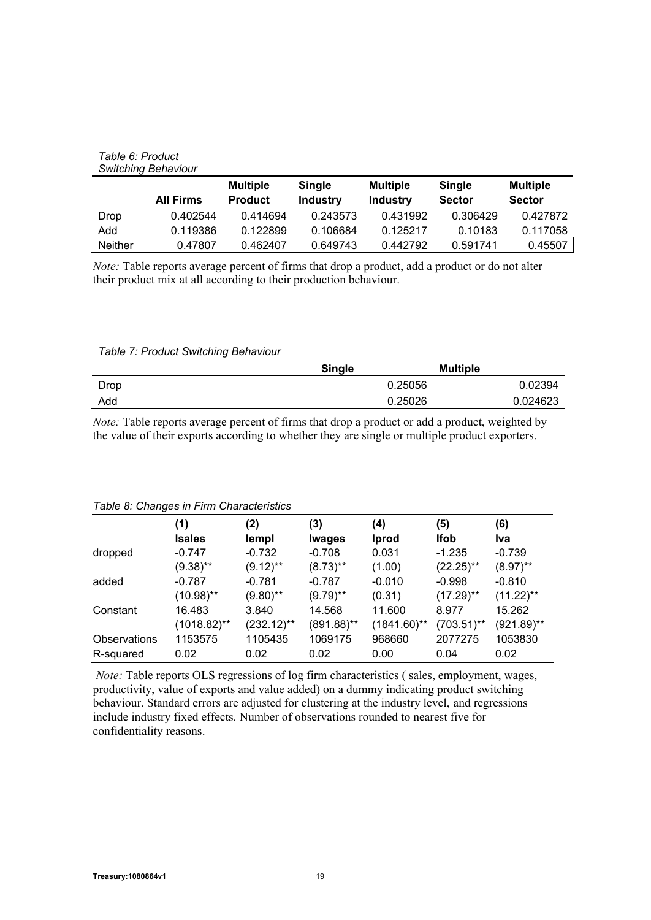*Table 6: Product Switching Behaviour*

| | All Firms | Multiple Product | Single Industry | Multiple Industry | Single Sector | Multiple Sector |
|---|---|---|---|---|---|---|
| Drop | 0.402544 | 0.414694 | 0.243573 | 0.431992 | 0.306429 | 0.427872 |
| Add | 0.119386 | 0.122899 | 0.106684 | 0.125217 | 0.10183 | 0.117058 |
| Neither | 0.47807 | 0.462407 | 0.649743 | 0.442792 | 0.591741 | 0.45507 |

*Note:* Table reports average percent of firms that drop a product, add a product or do not alter their product mix at all according to their production behaviour.

*Table 7: Product Switching Behaviour*

| | Single | Multiple |
|---|---|---|
| Drop | 0.25056 | 0.02394 |
| Add | 0.25026 | 0.024623 |

*Note:* Table reports average percent of firms that drop a product or add a product, weighted by the value of their exports according to whether they are single or multiple product exporters.

*Table 8: Changes in Firm Characteristics*

| | (1) lsales | (2) lempl | (3) lwages | (4) lprod | (5) lfob | (6) lva |
|---|---|---|---|---|---|---|
| dropped | -0.747 | -0.732 | -0.708 | 0.031 | -1.235 | -0.739 |
| | (9.38)** | (9.12)** | (8.73)** | (1.00) | (22.25)** | (8.97)** |
| added | -0.787 | -0.781 | -0.787 | -0.010 | -0.998 | -0.810 |
| | (10.98)** | (9.80)** | (9.79)** | (0.31) | (17.29)** | (11.22)** |
| Constant | 16.483 | 3.840 | 14.568 | 11.600 | 8.977 | 15.262 |
| | (1018.82)** | (232.12)** | (891.88)** | (1841.60)** | (703.51)** | (921.89)** |
| Observations | 1153575 | 1105435 | 1069175 | 968660 | 2077275 | 1053830 |
| R-squared | 0.02 | 0.02 | 0.02 | 0.00 | 0.04 | 0.02 |

*Note:* Table reports OLS regressions of log firm characteristics ( sales, employment, wages, productivity, value of exports and value added) on a dummy indicating product switching behaviour. Standard errors are adjusted for clustering at the industry level, and regressions include industry fixed effects. Number of observations rounded to nearest five for confidentiality reasons.

Treasury:1080864v1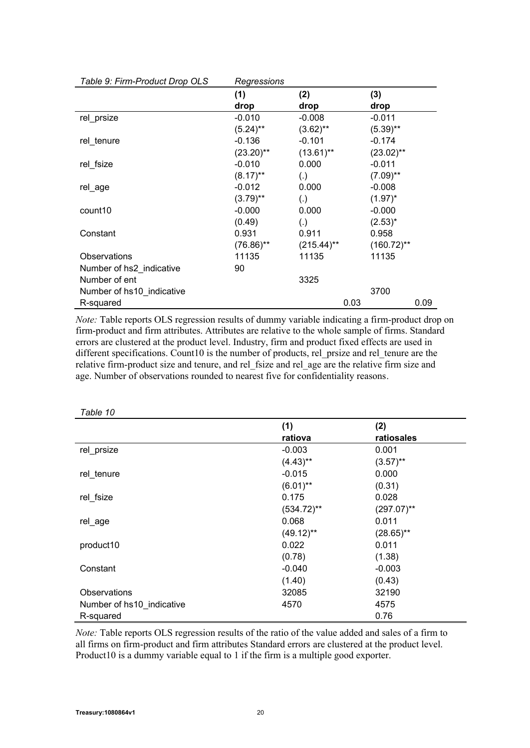*Table 9: Firm-Product Drop OLS Regressions*

| | (1) | (2) | (3) |
|---|---|---|---|
| | drop | drop | drop |
| rel_prsize | -0.010 | -0.008 | -0.011 |
| | (5.24)** | (3.62)** | (5.39)** |
| rel_tenure | -0.136 | -0.101 | -0.174 |
| | (23.20)** | (13.61)** | (23.02)** |
| rel_fsize | -0.010 | 0.000 | -0.011 |
| | (8.17)** | (.) | (7.09)** |
| rel_age | -0.012 | 0.000 | -0.008 |
| | (3.79)** | (.) | (1.97)* |
| count10 | -0.000 | 0.000 | -0.000 |
| | (0.49) | (.) | (2.53)* |
| Constant | 0.931 | 0.911 | 0.958 |
| | (76.86)** | (215.44)** | (160.72)** |
| Observations | 11135 | 11135 | 11135 |
| Number of hs2_indicative | 90 | | |
| Number of ent | | 3325 | |
| Number of hs10_indicative | | | 3700 |
| R-squared | | 0.03 | 0.09 |

*Note:* Table reports OLS regression results of dummy variable indicating a firm-product drop on firm-product and firm attributes. Attributes are relative to the whole sample of firms. Standard errors are clustered at the product level. Industry, firm and product fixed effects are used in different specifications. Count10 is the number of products, rel_prsize and rel_tenure are the relative firm-product size and tenure, and rel_fsize and rel_age are the relative firm size and age. Number of observations rounded to nearest five for confidentiality reasons.

*Table 10*

| | (1) | (2) |
|---|---|---|
| | ratiova | ratiosales |
| rel_prsize | -0.003 | 0.001 |
| | (4.43)** | (3.57)** |
| rel_tenure | -0.015 | 0.000 |
| | (6.01)** | (0.31) |
| rel_fsize | 0.175 | 0.028 |
| | (534.72)** | (297.07)** |
| rel_age | 0.068 | 0.011 |
| | (49.12)** | (28.65)** |
| product10 | 0.022 | 0.011 |
| | (0.78) | (1.38) |
| Constant | -0.040 | -0.003 |
| | (1.40) | (0.43) |
| Observations | 32085 | 32190 |
| Number of hs10_indicative | 4570 | 4575 |
| R-squared | | 0.76 |

*Note:* Table reports OLS regression results of the ratio of the value added and sales of a firm to all firms on firm-product and firm attributes Standard errors are clustered at the product level. Product10 is a dummy variable equal to 1 if the firm is a multiple good exporter.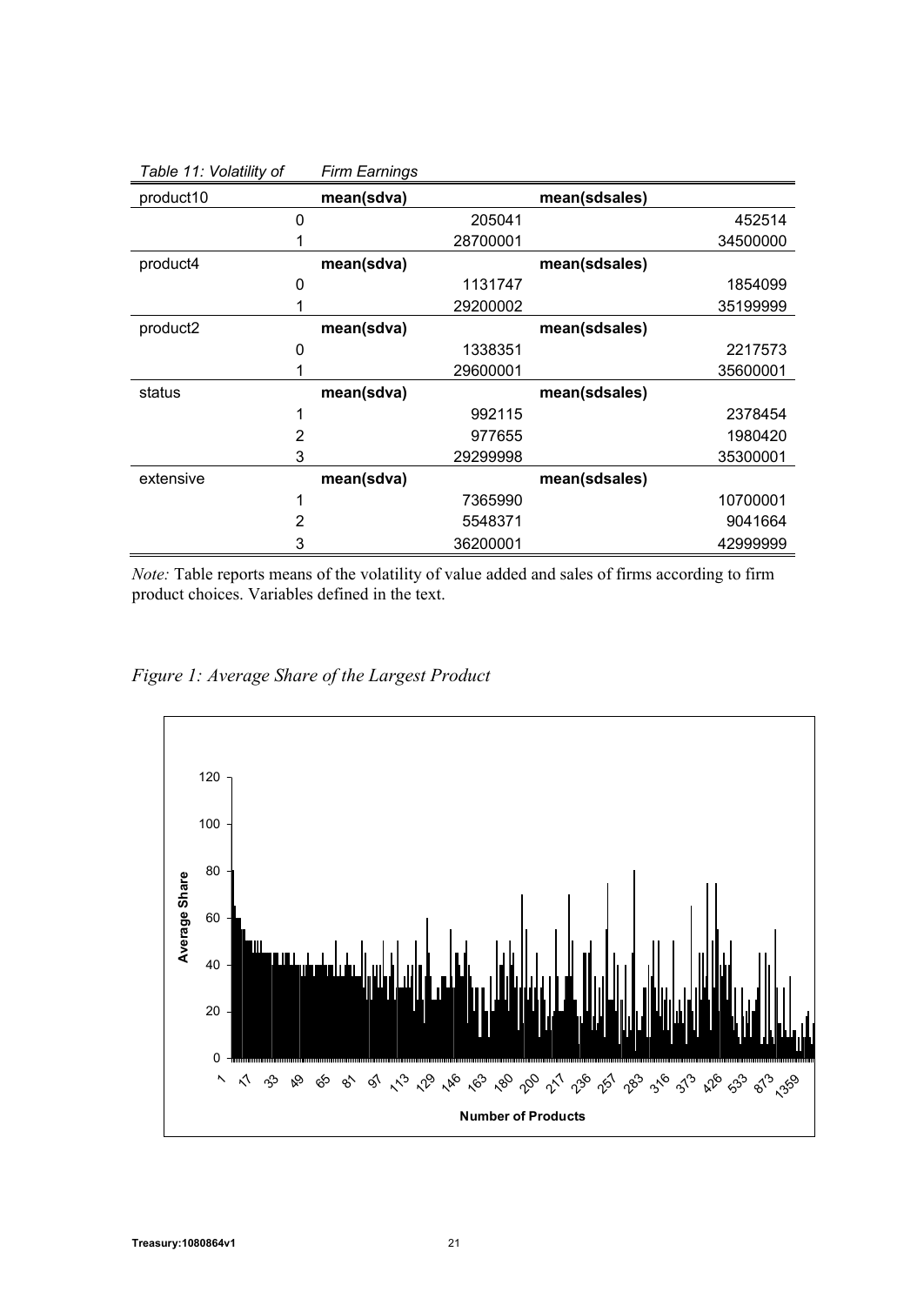*Table 11: Volatility of Firm Earnings*

| product10 | mean(sdva) | mean(sdsales) |
|---|---|---|
| 0 | 205041 | 452514 |
| 1 | 28700001 | 34500000 |
| **product4** | **mean(sdva)** | **mean(sdsales)** |
| 0 | 1131747 | 1854099 |
| 1 | 29200002 | 35199999 |
| **product2** | **mean(sdva)** | **mean(sdsales)** |
| 0 | 1338351 | 2217573 |
| 1 | 29600001 | 35600001 |
| **status** | **mean(sdva)** | **mean(sdsales)** |
| 1 | 992115 | 2378454 |
| 2 | 977655 | 1980420 |
| 3 | 29299998 | 35300001 |
| **extensive** | **mean(sdva)** | **mean(sdsales)** |
| 1 | 7365990 | 10700001 |
| 2 | 5548371 | 9041664 |
| 3 | 36200001 | 42999999 |

*Note:* Table reports means of the volatility of value added and sales of firms according to firm product choices. Variables defined in the text.

*Figure 1: Average Share of the Largest Product*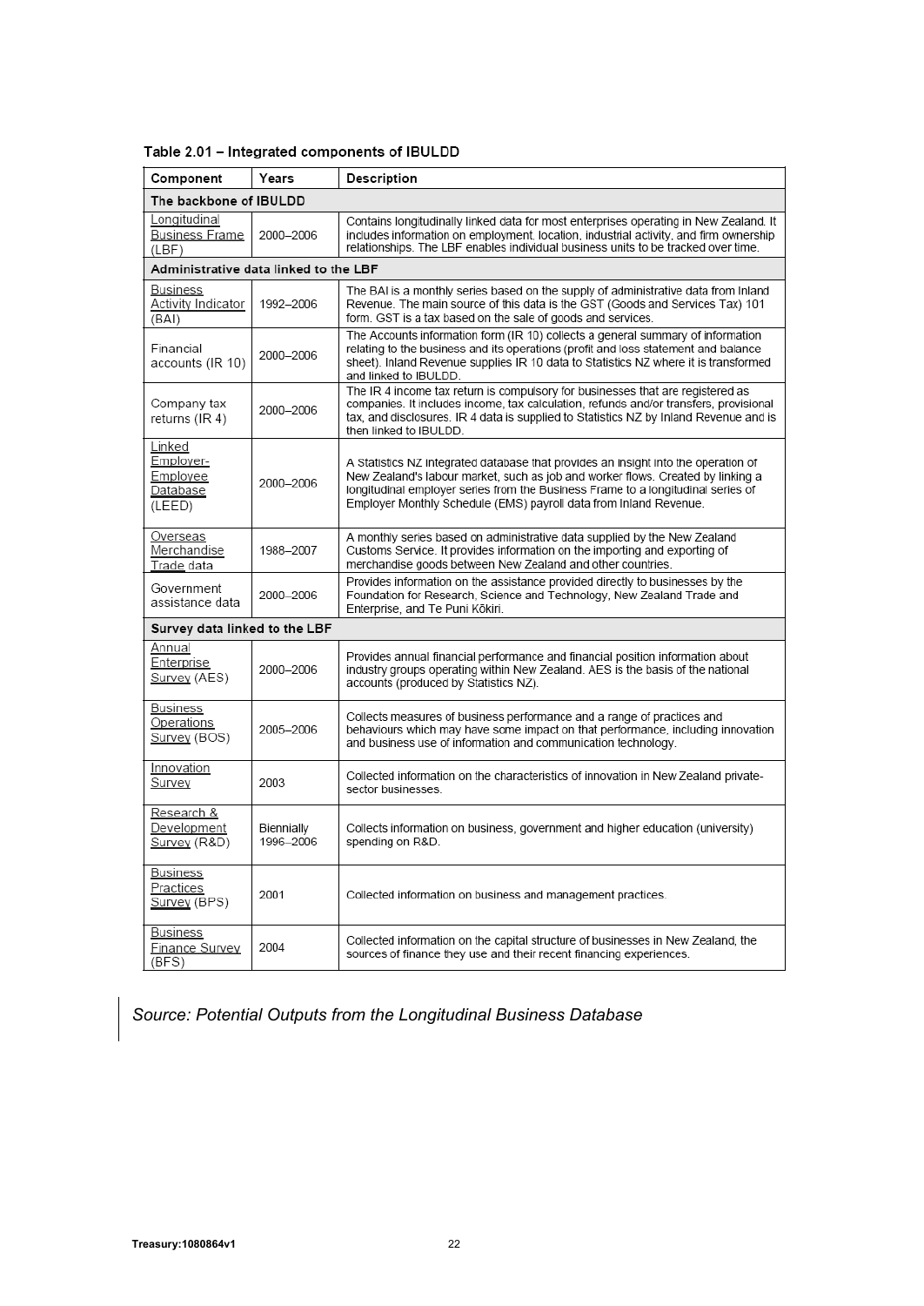**Table 2.01 – Integrated components of IBULDD**

| Component | Years | Description |
|---|---|---|
| **The backbone of IBULDD** | | |
| Longitudinal Business Frame (LBF) | 2000–2006 | Contains longitudinally linked data for most enterprises operating in New Zealand. It includes information on employment, location, industrial activity, and firm ownership relationships. The LBF enables individual business units to be tracked over time. |
| **Administrative data linked to the LBF** | | |
| Business Activity Indicator (BAI) | 1992–2006 | The BAI is a monthly series based on the supply of administrative data from Inland Revenue. The main source of this data is the GST (Goods and Services Tax) 101 form. GST is a tax based on the sale of goods and services. |
| Financial accounts (IR 10) | 2000–2006 | The Accounts information form (IR 10) collects a general summary of information relating to the business and its operations (profit and loss statement and balance sheet). Inland Revenue supplies IR 10 data to Statistics NZ where it is transformed and linked to IBULDD. |
| Company tax returns (IR 4) | 2000–2006 | The IR 4 income tax return is compulsory for businesses that are registered as companies. It includes income, tax calculation, refunds and/or transfers, provisional tax, and disclosures. IR 4 data is supplied to Statistics NZ by Inland Revenue and is then linked to IBULDD. |
| Linked Employer-Employee Database (LEED) | 2000–2006 | A Statistics NZ integrated database that provides an insight into the operation of New Zealand's labour market, such as job and worker flows. Created by linking a longitudinal employer series from the Business Frame to a longitudinal series of Employer Monthly Schedule (EMS) payroll data from Inland Revenue. |
| Overseas Merchandise Trade data | 1988–2007 | A monthly series based on administrative data supplied by the New Zealand Customs Service. It provides information on the importing and exporting of merchandise goods between New Zealand and other countries. |
| Government assistance data | 2000–2006 | Provides information on the assistance provided directly to businesses by the Foundation for Research, Science and Technology, New Zealand Trade and Enterprise, and Te Puni Kōkiri. |
| **Survey data linked to the LBF** | | |
| Annual Enterprise Survey (AES) | 2000–2006 | Provides annual financial performance and financial position information about industry groups operating within New Zealand. AES is the basis of the national accounts (produced by Statistics NZ). |
| Business Operations Survey (BOS) | 2005–2006 | Collects measures of business performance and a range of practices and behaviours which may have some impact on that performance, including innovation and business use of information and communication technology. |
| Innovation Survey | 2003 | Collected information on the characteristics of innovation in New Zealand private-sector businesses. |
| Research & Development Survey (R&D) | Biennially 1996–2006 | Collects information on business, government and higher education (university) spending on R&D. |
| Business Practices Survey (BPS) | 2001 | Collected information on business and management practices. |
| Business Finance Survey (BFS) | 2004 | Collected information on the capital structure of businesses in New Zealand, the sources of finance they use and their recent financing experiences. |

*Source: Potential Outputs from the Longitudinal Business Database*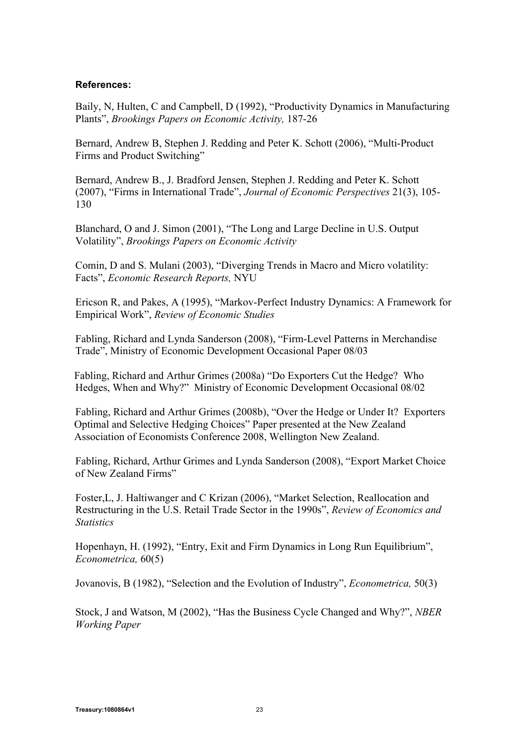**References:**

Baily, N, Hulten, C and Campbell, D (1992), "Productivity Dynamics in Manufacturing Plants", *Brookings Papers on Economic Activity,* 187-26

Bernard, Andrew B, Stephen J. Redding and Peter K. Schott (2006), "Multi-Product Firms and Product Switching"

Bernard, Andrew B., J. Bradford Jensen, Stephen J. Redding and Peter K. Schott (2007), "Firms in International Trade", *Journal of Economic Perspectives* 21(3), 105-130

Blanchard, O and J. Simon (2001), "The Long and Large Decline in U.S. Output Volatility", *Brookings Papers on Economic Activity*

Comin, D and S. Mulani (2003), "Diverging Trends in Macro and Micro volatility: Facts", *Economic Research Reports,* NYU

Ericson R, and Pakes, A (1995), "Markov-Perfect Industry Dynamics: A Framework for Empirical Work", *Review of Economic Studies*

Fabling, Richard and Lynda Sanderson (2008), "Firm-Level Patterns in Merchandise Trade", Ministry of Economic Development Occasional Paper 08/03

Fabling, Richard and Arthur Grimes (2008a) "Do Exporters Cut the Hedge? Who Hedges, When and Why?" Ministry of Economic Development Occasional 08/02

Fabling, Richard and Arthur Grimes (2008b), "Over the Hedge or Under It? Exporters Optimal and Selective Hedging Choices" Paper presented at the New Zealand Association of Economists Conference 2008, Wellington New Zealand.

Fabling, Richard, Arthur Grimes and Lynda Sanderson (2008), "Export Market Choice of New Zealand Firms"

Foster,L, J. Haltiwanger and C Krizan (2006), "Market Selection, Reallocation and Restructuring in the U.S. Retail Trade Sector in the 1990s", *Review of Economics and Statistics*

Hopenhayn, H. (1992), "Entry, Exit and Firm Dynamics in Long Run Equilibrium", *Econometrica,* 60(5)

Jovanovis, B (1982), "Selection and the Evolution of Industry", *Econometrica,* 50(3)

Stock, J and Watson, M (2002), "Has the Business Cycle Changed and Why?", *NBER Working Paper*